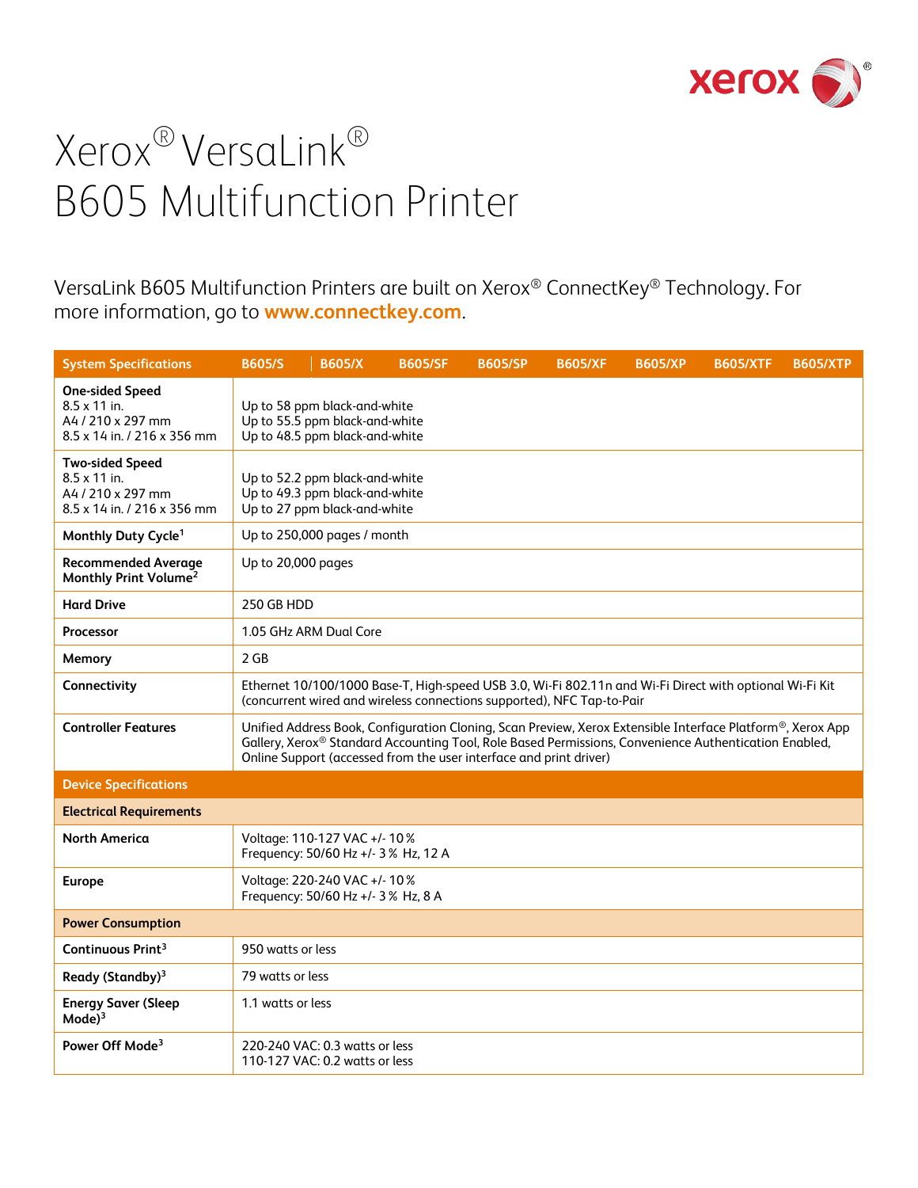# Xerox® VersaLink®
# B605 Multifunction Printer

VersaLink B605 Multifunction Printers are built on Xerox® ConnectKey® Technology. For more information, go to **www.connectkey.com**.

| System Specifications | B605/S | B605/X | B605/SF | B605/SP | B605/XF | B605/XP | B605/XTF | B605/XTP |
|---|---|---|---|---|---|---|---|---|
| **One-sided Speed**<br>8.5 x 11 in.<br>A4 / 210 x 297 mm<br>8.5 x 14 in. / 216 x 356 mm | Up to 58 ppm black-and-white<br>Up to 55.5 ppm black-and-white<br>Up to 48.5 ppm black-and-white | | | | | | | |
| **Two-sided Speed**<br>8.5 x 11 in.<br>A4 / 210 x 297 mm<br>8.5 x 14 in. / 216 x 356 mm | Up to 52.2 ppm black-and-white<br>Up to 49.3 ppm black-and-white<br>Up to 27 ppm black-and-white | | | | | | | |
| **Monthly Duty Cycle**[1] | Up to 250,000 pages / month | | | | | | | |
| **Recommended Average Monthly Print Volume**[2] | Up to 20,000 pages | | | | | | | |
| **Hard Drive** | 250 GB HDD | | | | | | | |
| **Processor** | 1.05 GHz ARM Dual Core | | | | | | | |
| **Memory** | 2 GB | | | | | | | |
| **Connectivity** | Ethernet 10/100/1000 Base-T, High-speed USB 3.0, Wi-Fi 802.11n and Wi-Fi Direct with optional Wi-Fi Kit (concurrent wired and wireless connections supported), NFC Tap-to-Pair | | | | | | | |
| **Controller Features** | Unified Address Book, Configuration Cloning, Scan Preview, Xerox Extensible Interface Platform®, Xerox App Gallery, Xerox® Standard Accounting Tool, Role Based Permissions, Convenience Authentication Enabled, Online Support (accessed from the user interface and print driver) | | | | | | | |

| Device Specifications | |
|---|---|
| **Electrical Requirements** | |
| **North America** | Voltage: 110-127 VAC +/- 10 %<br>Frequency: 50/60 Hz +/- 3 % Hz, 12 A |
| **Europe** | Voltage: 220-240 VAC +/- 10 %<br>Frequency: 50/60 Hz +/- 3 % Hz, 8 A |
| **Power Consumption** | |
| **Continuous Print**[3] | 950 watts or less |
| **Ready (Standby)**[3] | 79 watts or less |
| **Energy Saver (Sleep Mode)**[3] | 1.1 watts or less |
| **Power Off Mode**[3] | 220-240 VAC: 0.3 watts or less<br>110-127 VAC: 0.2 watts or less |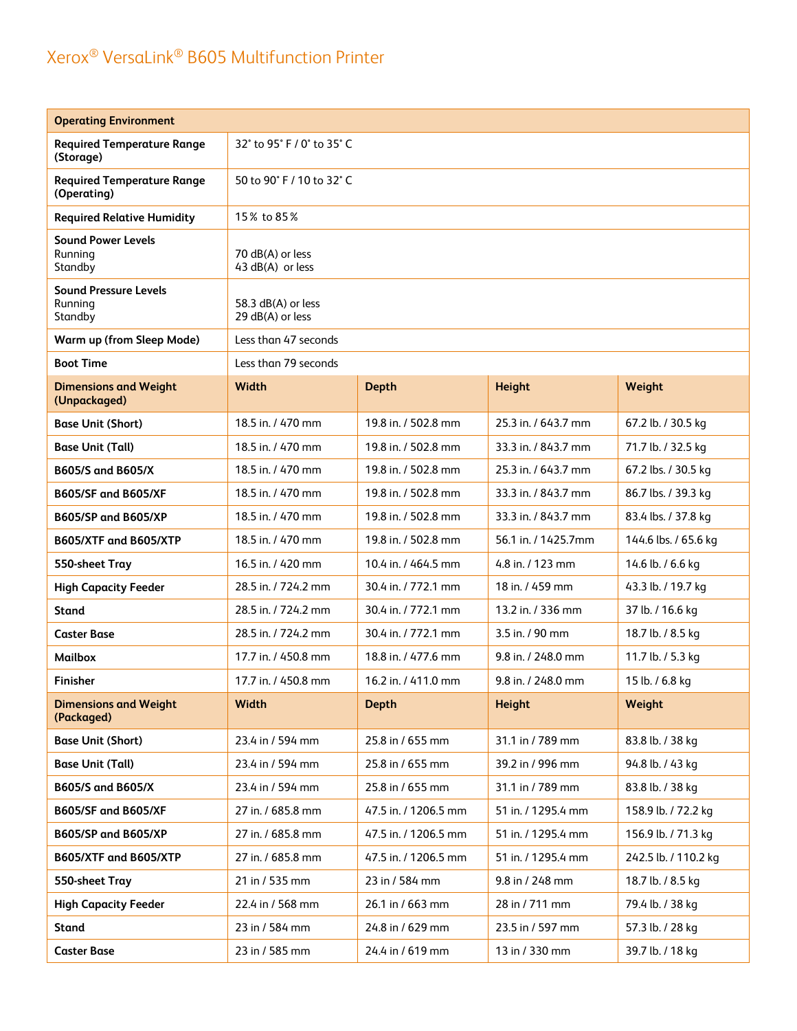# Xerox® VersaLink® B605 Multifunction Printer

| Operating Environment | | | | |
|---|---|---|---|---|
| **Required Temperature Range (Storage)** | 32° to 95° F / 0° to 35° C | | | |
| **Required Temperature Range (Operating)** | 50 to 90° F / 10 to 32° C | | | |
| **Required Relative Humidity** | 15% to 85% | | | |
| **Sound Power Levels**<br>Running<br>Standby | 70 dB(A) or less<br>43 dB(A) or less | | | |
| **Sound Pressure Levels**<br>Running<br>Standby | 58.3 dB(A) or less<br>29 dB(A) or less | | | |
| **Warm up (from Sleep Mode)** | Less than 47 seconds | | | |
| **Boot Time** | Less than 79 seconds | | | |
| **Dimensions and Weight (Unpackaged)** | **Width** | **Depth** | **Height** | **Weight** |
| **Base Unit (Short)** | 18.5 in. / 470 mm | 19.8 in. / 502.8 mm | 25.3 in. / 643.7 mm | 67.2 lb. / 30.5 kg |
| **Base Unit (Tall)** | 18.5 in. / 470 mm | 19.8 in. / 502.8 mm | 33.3 in. / 843.7 mm | 71.7 lb. / 32.5 kg |
| **B605/S and B605/X** | 18.5 in. / 470 mm | 19.8 in. / 502.8 mm | 25.3 in. / 643.7 mm | 67.2 lbs. / 30.5 kg |
| **B605/SF and B605/XF** | 18.5 in. / 470 mm | 19.8 in. / 502.8 mm | 33.3 in. / 843.7 mm | 86.7 lbs. / 39.3 kg |
| **B605/SP and B605/XP** | 18.5 in. / 470 mm | 19.8 in. / 502.8 mm | 33.3 in. / 843.7 mm | 83.4 lbs. / 37.8 kg |
| **B605/XTF and B605/XTP** | 18.5 in. / 470 mm | 19.8 in. / 502.8 mm | 56.1 in. / 1425.7mm | 144.6 lbs. / 65.6 kg |
| **550-sheet Tray** | 16.5 in. / 420 mm | 10.4 in. / 464.5 mm | 4.8 in. / 123 mm | 14.6 lb. / 6.6 kg |
| **High Capacity Feeder** | 28.5 in. / 724.2 mm | 30.4 in. / 772.1 mm | 18 in. / 459 mm | 43.3 lb. / 19.7 kg |
| **Stand** | 28.5 in. / 724.2 mm | 30.4 in. / 772.1 mm | 13.2 in. / 336 mm | 37 lb. / 16.6 kg |
| **Caster Base** | 28.5 in. / 724.2 mm | 30.4 in. / 772.1 mm | 3.5 in. / 90 mm | 18.7 lb. / 8.5 kg |
| **Mailbox** | 17.7 in. / 450.8 mm | 18.8 in. / 477.6 mm | 9.8 in. / 248.0 mm | 11.7 lb. / 5.3 kg |
| **Finisher** | 17.7 in. / 450.8 mm | 16.2 in. / 411.0 mm | 9.8 in. / 248.0 mm | 15 lb. / 6.8 kg |
| **Dimensions and Weight (Packaged)** | **Width** | **Depth** | **Height** | **Weight** |
| **Base Unit (Short)** | 23.4 in / 594 mm | 25.8 in / 655 mm | 31.1 in / 789 mm | 83.8 lb. / 38 kg |
| **Base Unit (Tall)** | 23.4 in / 594 mm | 25.8 in / 655 mm | 39.2 in / 996 mm | 94.8 lb. / 43 kg |
| **B605/S and B605/X** | 23.4 in / 594 mm | 25.8 in / 655 mm | 31.1 in / 789 mm | 83.8 lb. / 38 kg |
| **B605/SF and B605/XF** | 27 in. / 685.8 mm | 47.5 in. / 1206.5 mm | 51 in. / 1295.4 mm | 158.9 lb. / 72.2 kg |
| **B605/SP and B605/XP** | 27 in. / 685.8 mm | 47.5 in. / 1206.5 mm | 51 in. / 1295.4 mm | 156.9 lb. / 71.3 kg |
| **B605/XTF and B605/XTP** | 27 in. / 685.8 mm | 47.5 in. / 1206.5 mm | 51 in. / 1295.4 mm | 242.5 lb. / 110.2 kg |
| **550-sheet Tray** | 21 in / 535 mm | 23 in / 584 mm | 9.8 in / 248 mm | 18.7 lb. / 8.5 kg |
| **High Capacity Feeder** | 22.4 in / 568 mm | 26.1 in / 663 mm | 28 in / 711 mm | 79.4 lb. / 38 kg |
| **Stand** | 23 in / 584 mm | 24.8 in / 629 mm | 23.5 in / 597 mm | 57.3 lb. / 28 kg |
| **Caster Base** | 23 in / 585 mm | 24.4 in / 619 mm | 13 in / 330 mm | 39.7 lb. / 18 kg |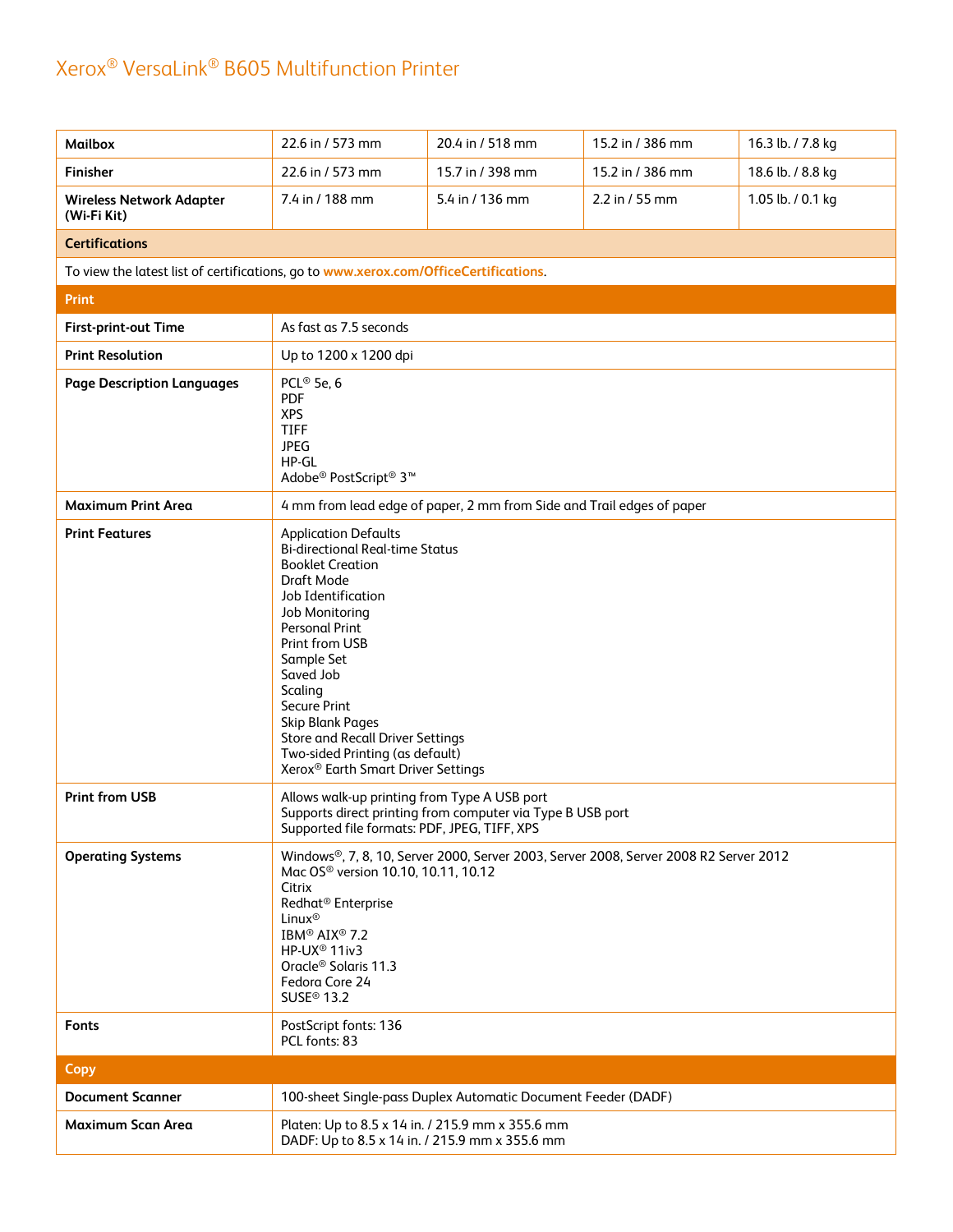# Xerox® VersaLink® B605 Multifunction Printer

| | | | | |
|---|---|---|---|---|
| **Mailbox** | 22.6 in / 573 mm | 20.4 in / 518 mm | 15.2 in / 386 mm | 16.3 lb. / 7.8 kg |
| **Finisher** | 22.6 in / 573 mm | 15.7 in / 398 mm | 15.2 in / 386 mm | 18.6 lb. / 8.8 kg |
| **Wireless Network Adapter (Wi-Fi Kit)** | 7.4 in / 188 mm | 5.4 in / 136 mm | 2.2 in / 55 mm | 1.05 lb. / 0.1 kg |

## Certifications

To view the latest list of certifications, go to **www.xerox.com/OfficeCertifications**.

## Print

| | |
|---|---|
| **First-print-out Time** | As fast as 7.5 seconds |
| **Print Resolution** | Up to 1200 x 1200 dpi |
| **Page Description Languages** | PCL® 5e, 6<br>PDF<br>XPS<br>TIFF<br>JPEG<br>HP-GL<br>Adobe® PostScript® 3™ |
| **Maximum Print Area** | 4 mm from lead edge of paper, 2 mm from Side and Trail edges of paper |
| **Print Features** | Application Defaults<br>Bi-directional Real-time Status<br>Booklet Creation<br>Draft Mode<br>Job Identification<br>Job Monitoring<br>Personal Print<br>Print from USB<br>Sample Set<br>Saved Job<br>Scaling<br>Secure Print<br>Skip Blank Pages<br>Store and Recall Driver Settings<br>Two-sided Printing (as default)<br>Xerox® Earth Smart Driver Settings |
| **Print from USB** | Allows walk-up printing from Type A USB port<br>Supports direct printing from computer via Type B USB port<br>Supported file formats: PDF, JPEG, TIFF, XPS |
| **Operating Systems** | Windows®, 7, 8, 10, Server 2000, Server 2003, Server 2008, Server 2008 R2 Server 2012<br>Mac OS® version 10.10, 10.11, 10.12<br>Citrix<br>Redhat® Enterprise<br>Linux®<br>IBM® AIX® 7.2<br>HP-UX® 11iv3<br>Oracle® Solaris 11.3<br>Fedora Core 24<br>SUSE® 13.2 |
| **Fonts** | PostScript fonts: 136<br>PCL fonts: 83 |

## Copy

| | |
|---|---|
| **Document Scanner** | 100-sheet Single-pass Duplex Automatic Document Feeder (DADF) |
| **Maximum Scan Area** | Platen: Up to 8.5 x 14 in. / 215.9 mm x 355.6 mm<br>DADF: Up to 8.5 x 14 in. / 215.9 mm x 355.6 mm |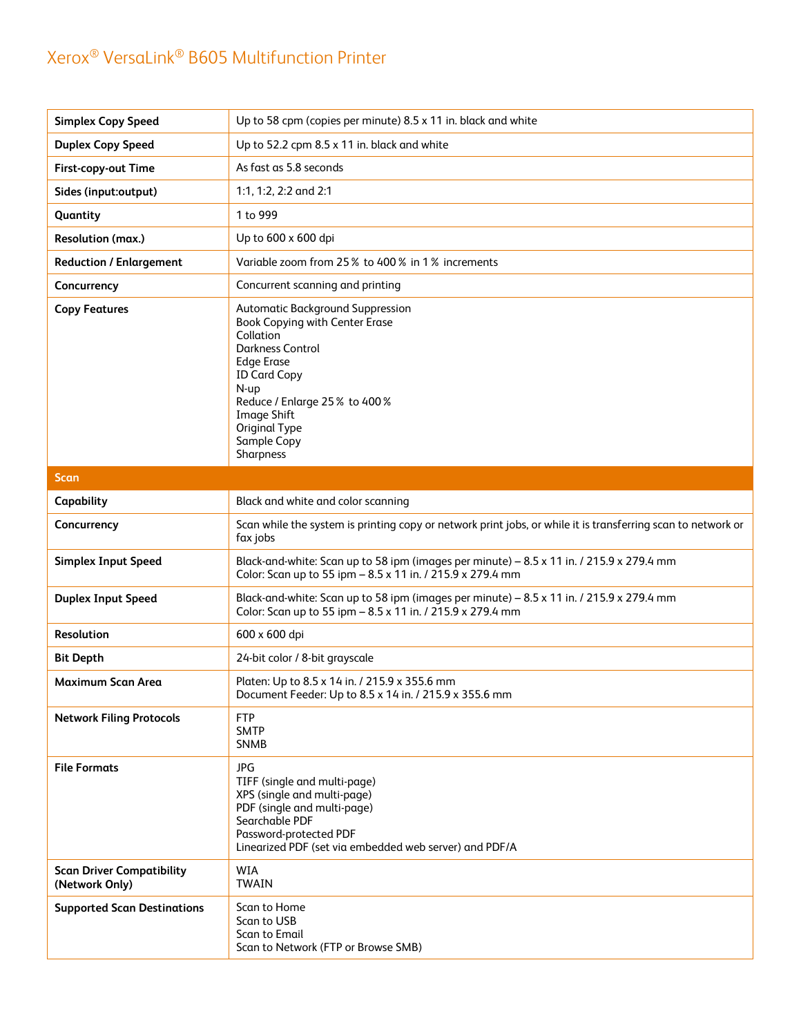# Xerox® VersaLink® B605 Multifunction Printer

| | |
|---|---|
| **Simplex Copy Speed** | Up to 58 cpm (copies per minute) 8.5 x 11 in. black and white |
| **Duplex Copy Speed** | Up to 52.2 cpm 8.5 x 11 in. black and white |
| **First-copy-out Time** | As fast as 5.8 seconds |
| **Sides (input:output)** | 1:1, 1:2, 2:2 and 2:1 |
| **Quantity** | 1 to 999 |
| **Resolution (max.)** | Up to 600 x 600 dpi |
| **Reduction / Enlargement** | Variable zoom from 25 % to 400 % in 1 % increments |
| **Concurrency** | Concurrent scanning and printing |
| **Copy Features** | Automatic Background Suppression<br>Book Copying with Center Erase<br>Collation<br>Darkness Control<br>Edge Erase<br>ID Card Copy<br>N-up<br>Reduce / Enlarge 25 % to 400 %<br>Image Shift<br>Original Type<br>Sample Copy<br>Sharpness |
| **Scan** | |
| **Capability** | Black and white and color scanning |
| **Concurrency** | Scan while the system is printing copy or network print jobs, or while it is transferring scan to network or fax jobs |
| **Simplex Input Speed** | Black-and-white: Scan up to 58 ipm (images per minute) – 8.5 x 11 in. / 215.9 x 279.4 mm<br>Color: Scan up to 55 ipm – 8.5 x 11 in. / 215.9 x 279.4 mm |
| **Duplex Input Speed** | Black-and-white: Scan up to 58 ipm (images per minute) – 8.5 x 11 in. / 215.9 x 279.4 mm<br>Color: Scan up to 55 ipm – 8.5 x 11 in. / 215.9 x 279.4 mm |
| **Resolution** | 600 x 600 dpi |
| **Bit Depth** | 24-bit color / 8-bit grayscale |
| **Maximum Scan Area** | Platen: Up to 8.5 x 14 in. / 215.9 x 355.6 mm<br>Document Feeder: Up to 8.5 x 14 in. / 215.9 x 355.6 mm |
| **Network Filing Protocols** | FTP<br>SMTP<br>SNMB |
| **File Formats** | JPG<br>TIFF (single and multi-page)<br>XPS (single and multi-page)<br>PDF (single and multi-page)<br>Searchable PDF<br>Password-protected PDF<br>Linearized PDF (set via embedded web server) and PDF/A |
| **Scan Driver Compatibility (Network Only)** | WIA<br>TWAIN |
| **Supported Scan Destinations** | Scan to Home<br>Scan to USB<br>Scan to Email<br>Scan to Network (FTP or Browse SMB) |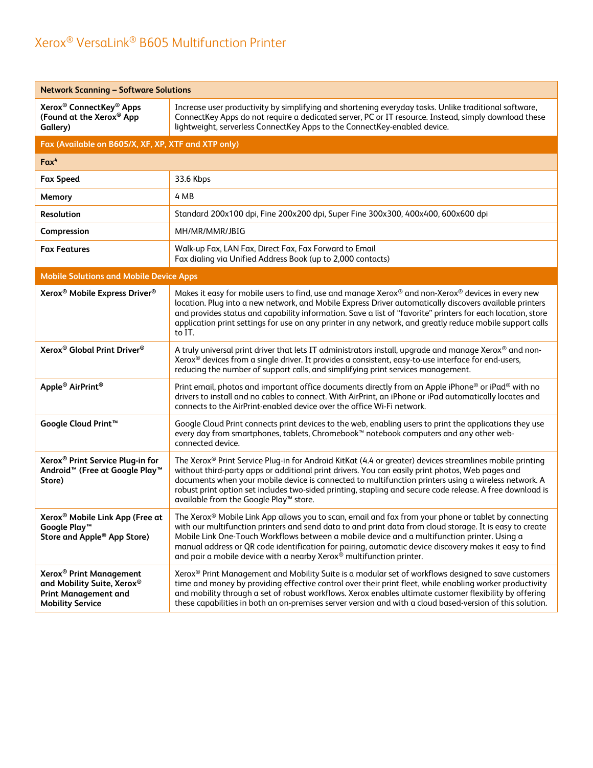# Xerox® VersaLink® B605 Multifunction Printer

| Network Scanning – Software Solutions | |
|---|---|
| **Xerox® ConnectKey® Apps (Found at the Xerox® App Gallery)** | Increase user productivity by simplifying and shortening everyday tasks. Unlike traditional software, ConnectKey Apps do not require a dedicated server, PC or IT resource. Instead, simply download these lightweight, serverless ConnectKey Apps to the ConnectKey-enabled device. |
| **Fax (Available on B605/X, XF, XP, XTF and XTP only)** | |
| **Fax[4]** | |
| **Fax Speed** | 33.6 Kbps |
| **Memory** | 4 MB |
| **Resolution** | Standard 200x100 dpi, Fine 200x200 dpi, Super Fine 300x300, 400x400, 600x600 dpi |
| **Compression** | MH/MR/MMR/JBIG |
| **Fax Features** | Walk-up Fax, LAN Fax, Direct Fax, Fax Forward to Email<br>Fax dialing via Unified Address Book (up to 2,000 contacts) |
| **Mobile Solutions and Mobile Device Apps** | |
| **Xerox® Mobile Express Driver®** | Makes it easy for mobile users to find, use and manage Xerox® and non-Xerox® devices in every new location. Plug into a new network, and Mobile Express Driver automatically discovers available printers and provides status and capability information. Save a list of "favorite" printers for each location, store application print settings for use on any printer in any network, and greatly reduce mobile support calls to IT. |
| **Xerox® Global Print Driver®** | A truly universal print driver that lets IT administrators install, upgrade and manage Xerox® and non-Xerox® devices from a single driver. It provides a consistent, easy-to-use interface for end-users, reducing the number of support calls, and simplifying print services management. |
| **Apple® AirPrint®** | Print email, photos and important office documents directly from an Apple iPhone® or iPad® with no drivers to install and no cables to connect. With AirPrint, an iPhone or iPad automatically locates and connects to the AirPrint-enabled device over the office Wi-Fi network. |
| **Google Cloud Print™** | Google Cloud Print connects print devices to the web, enabling users to print the applications they use every day from smartphones, tablets, Chromebook™ notebook computers and any other web-connected device. |
| **Xerox® Print Service Plug-in for Android™ (Free at Google Play™ Store)** | The Xerox® Print Service Plug-in for Android KitKat (4.4 or greater) devices streamlines mobile printing without third-party apps or additional print drivers. You can easily print photos, Web pages and documents when your mobile device is connected to multifunction printers using a wireless network. A robust print option set includes two-sided printing, stapling and secure code release. A free download is available from the Google Play™ store. |
| **Xerox® Mobile Link App (Free at Google Play™ Store and Apple® App Store)** | The Xerox® Mobile Link App allows you to scan, email and fax from your phone or tablet by connecting with our multifunction printers and send data to and print data from cloud storage. It is easy to create Mobile Link One-Touch Workflows between a mobile device and a multifunction printer. Using a manual address or QR code identification for pairing, automatic device discovery makes it easy to find and pair a mobile device with a nearby Xerox® multifunction printer. |
| **Xerox® Print Management and Mobility Suite, Xerox® Print Management and Mobility Service** | Xerox® Print Management and Mobility Suite is a modular set of workflows designed to save customers time and money by providing effective control over their print fleet, while enabling worker productivity and mobility through a set of robust workflows. Xerox enables ultimate customer flexibility by offering these capabilities in both an on-premises server version and with a cloud based-version of this solution. |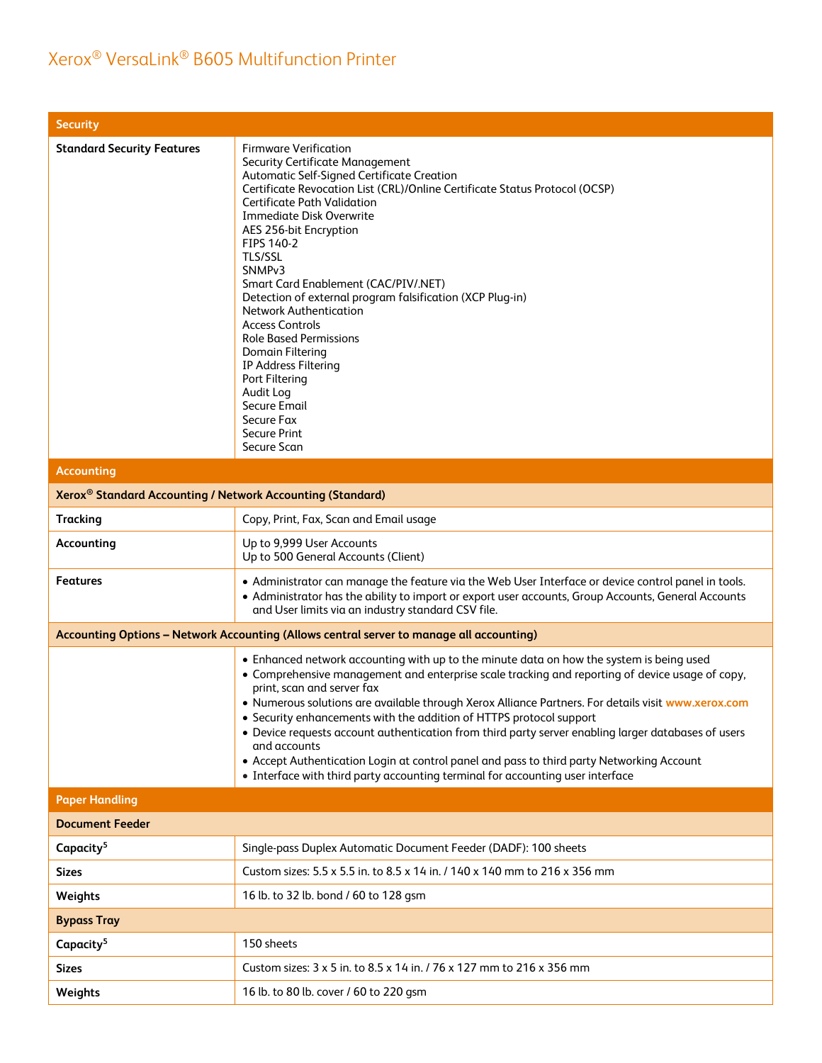# Xerox® VersaLink® B605 Multifunction Printer

| Security | |
|---|---|
| **Standard Security Features** | Firmware Verification<br>Security Certificate Management<br>Automatic Self-Signed Certificate Creation<br>Certificate Revocation List (CRL)/Online Certificate Status Protocol (OCSP)<br>Certificate Path Validation<br>Immediate Disk Overwrite<br>AES 256-bit Encryption<br>FIPS 140-2<br>TLS/SSL<br>SNMPv3<br>Smart Card Enablement (CAC/PIV/.NET)<br>Detection of external program falsification (XCP Plug-in)<br>Network Authentication<br>Access Controls<br>Role Based Permissions<br>Domain Filtering<br>IP Address Filtering<br>Port Filtering<br>Audit Log<br>Secure Email<br>Secure Fax<br>Secure Print<br>Secure Scan |
| **Accounting** | |
| **Xerox® Standard Accounting / Network Accounting (Standard)** | |
| **Tracking** | Copy, Print, Fax, Scan and Email usage |
| **Accounting** | Up to 9,999 User Accounts<br>Up to 500 General Accounts (Client) |
| **Features** | • Administrator can manage the feature via the Web User Interface or device control panel in tools.<br>• Administrator has the ability to import or export user accounts, Group Accounts, General Accounts and User limits via an industry standard CSV file. |
| **Accounting Options – Network Accounting (Allows central server to manage all accounting)** | |
| | • Enhanced network accounting with up to the minute data on how the system is being used<br>• Comprehensive management and enterprise scale tracking and reporting of device usage of copy, print, scan and server fax<br>• Numerous solutions are available through Xerox Alliance Partners. For details visit www.xerox.com<br>• Security enhancements with the addition of HTTPS protocol support<br>• Device requests account authentication from third party server enabling larger databases of users and accounts<br>• Accept Authentication Login at control panel and pass to third party Networking Account<br>• Interface with third party accounting terminal for accounting user interface |
| **Paper Handling** | |
| **Document Feeder** | |
| **Capacity**[5] | Single-pass Duplex Automatic Document Feeder (DADF): 100 sheets |
| **Sizes** | Custom sizes: 5.5 x 5.5 in. to 8.5 x 14 in. / 140 x 140 mm to 216 x 356 mm |
| **Weights** | 16 lb. to 32 lb. bond / 60 to 128 gsm |
| **Bypass Tray** | |
| **Capacity**[5] | 150 sheets |
| **Sizes** | Custom sizes: 3 x 5 in. to 8.5 x 14 in. / 76 x 127 mm to 216 x 356 mm |
| **Weights** | 16 lb. to 80 lb. cover / 60 to 220 gsm |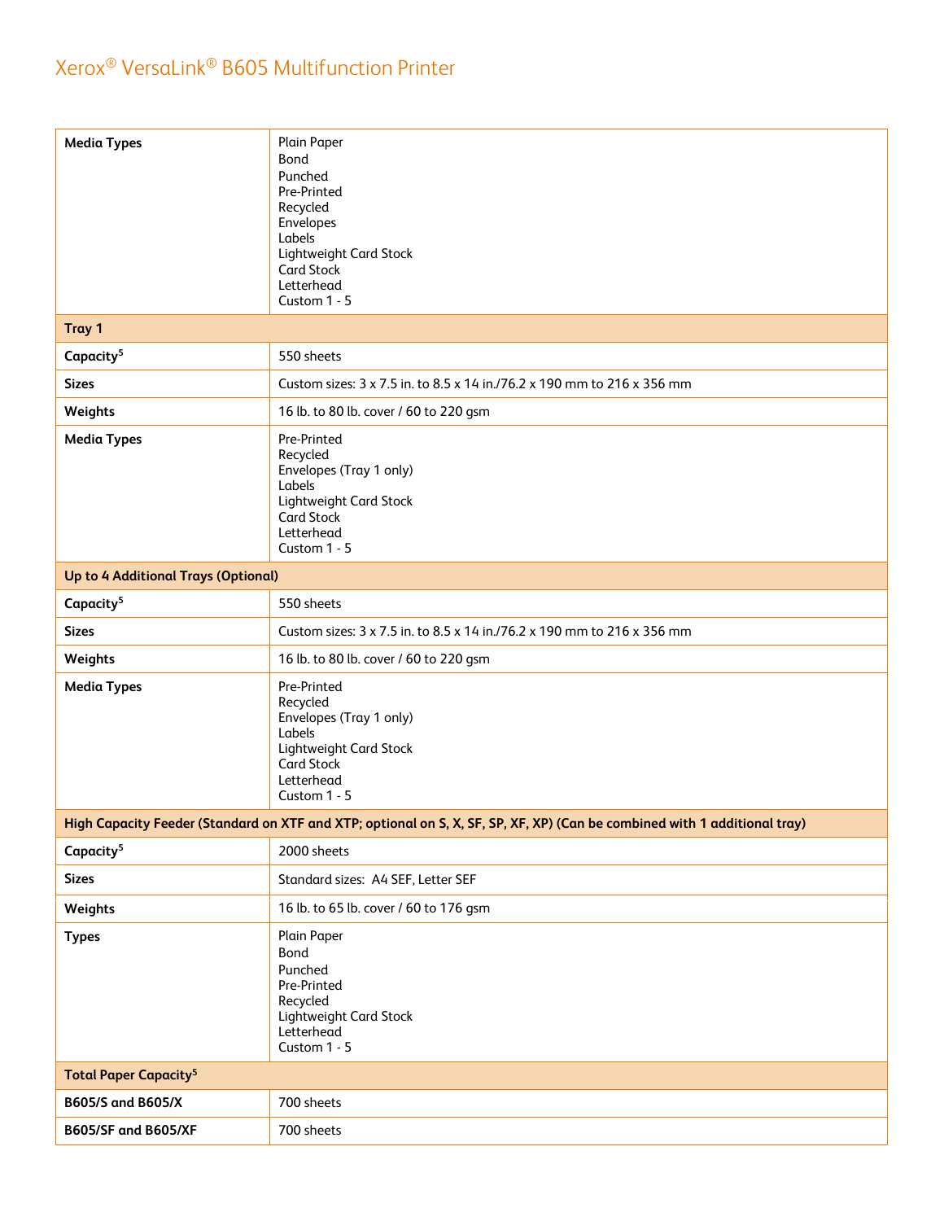| | |
|---|---|
| **Media Types** | Plain Paper<br>Bond<br>Punched<br>Pre-Printed<br>Recycled<br>Envelopes<br>Labels<br>Lightweight Card Stock<br>Card Stock<br>Letterhead<br>Custom 1 - 5 |
| **Tray 1** | |
| **Capacity**[5] | 550 sheets |
| **Sizes** | Custom sizes: 3 x 7.5 in. to 8.5 x 14 in./76.2 x 190 mm to 216 x 356 mm |
| **Weights** | 16 lb. to 80 lb. cover / 60 to 220 gsm |
| **Media Types** | Pre-Printed<br>Recycled<br>Envelopes (Tray 1 only)<br>Labels<br>Lightweight Card Stock<br>Card Stock<br>Letterhead<br>Custom 1 - 5 |
| **Up to 4 Additional Trays (Optional)** | |
| **Capacity**[5] | 550 sheets |
| **Sizes** | Custom sizes: 3 x 7.5 in. to 8.5 x 14 in./76.2 x 190 mm to 216 x 356 mm |
| **Weights** | 16 lb. to 80 lb. cover / 60 to 220 gsm |
| **Media Types** | Pre-Printed<br>Recycled<br>Envelopes (Tray 1 only)<br>Labels<br>Lightweight Card Stock<br>Card Stock<br>Letterhead<br>Custom 1 - 5 |
| **High Capacity Feeder (Standard on XTF and XTP; optional on S, X, SF, SP, XF, XP) (Can be combined with 1 additional tray)** | |
| **Capacity**[5] | 2000 sheets |
| **Sizes** | Standard sizes: A4 SEF, Letter SEF |
| **Weights** | 16 lb. to 65 lb. cover / 60 to 176 gsm |
| **Types** | Plain Paper<br>Bond<br>Punched<br>Pre-Printed<br>Recycled<br>Lightweight Card Stock<br>Letterhead<br>Custom 1 - 5 |
| **Total Paper Capacity**[5] | |
| **B605/S and B605/X** | 700 sheets |
| **B605/SF and B605/XF** | 700 sheets |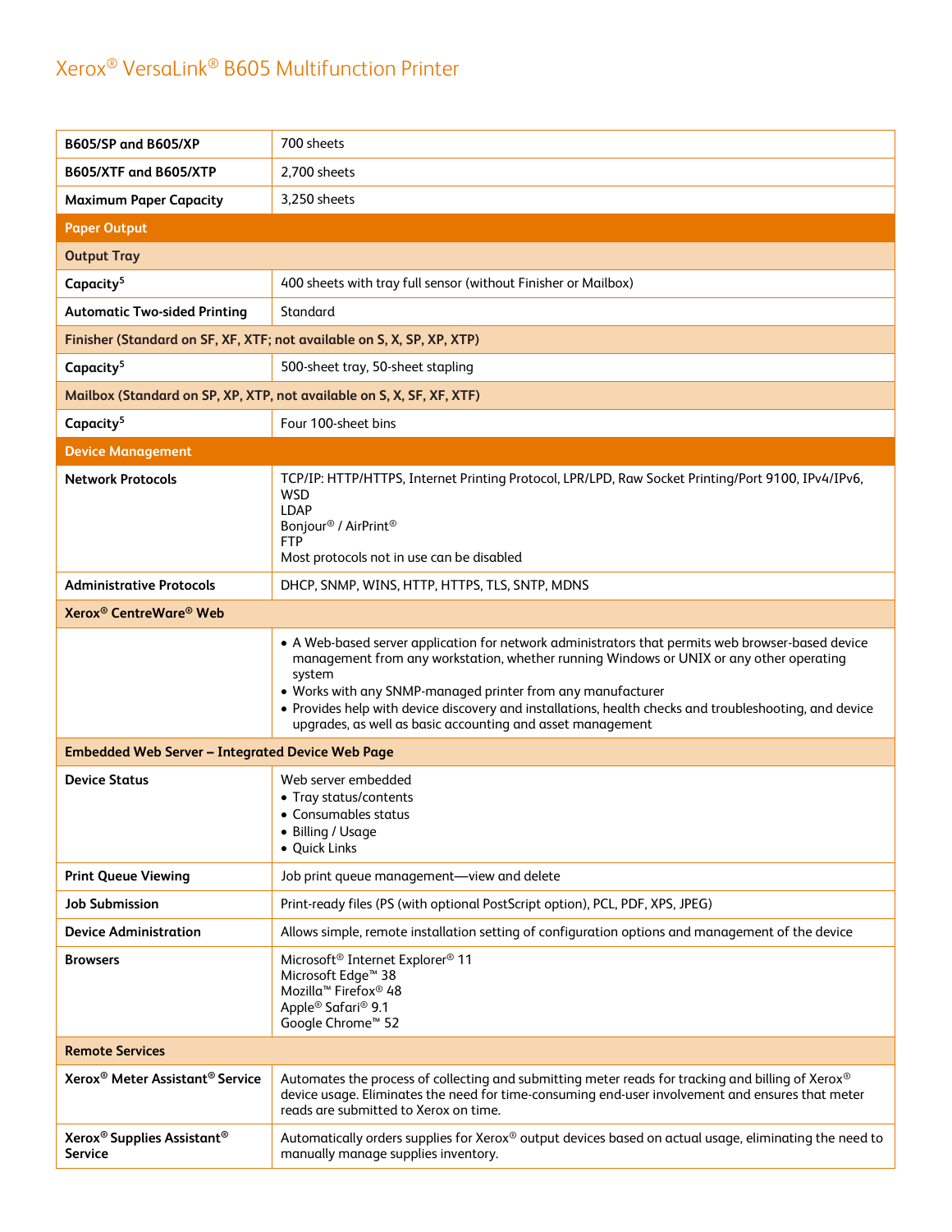# Xerox® VersaLink® B605 Multifunction Printer

| | |
|---|---|
| **B605/SP and B605/XP** | 700 sheets |
| **B605/XTF and B605/XTP** | 2,700 sheets |
| **Maximum Paper Capacity** | 3,250 sheets |
| **Paper Output** | |
| **Output Tray** | |
| **Capacity**[5] | 400 sheets with tray full sensor (without Finisher or Mailbox) |
| **Automatic Two-sided Printing** | Standard |
| **Finisher (Standard on SF, XF, XTF; not available on S, X, SP, XP, XTP)** | |
| **Capacity**[5] | 500-sheet tray, 50-sheet stapling |
| **Mailbox (Standard on SP, XP, XTP, not available on S, X, SF, XF, XTF)** | |
| **Capacity**[5] | Four 100-sheet bins |
| **Device Management** | |
| **Network Protocols** | TCP/IP: HTTP/HTTPS, Internet Printing Protocol, LPR/LPD, Raw Socket Printing/Port 9100, IPv4/IPv6, WSD<br>LDAP<br>Bonjour® / AirPrint®<br>FTP<br>Most protocols not in use can be disabled |
| **Administrative Protocols** | DHCP, SNMP, WINS, HTTP, HTTPS, TLS, SNTP, MDNS |
| **Xerox® CentreWare® Web** | |
| | • A Web-based server application for network administrators that permits web browser-based device management from any workstation, whether running Windows or UNIX or any other operating system<br>• Works with any SNMP-managed printer from any manufacturer<br>• Provides help with device discovery and installations, health checks and troubleshooting, and device upgrades, as well as basic accounting and asset management |
| **Embedded Web Server – Integrated Device Web Page** | |
| **Device Status** | Web server embedded<br>• Tray status/contents<br>• Consumables status<br>• Billing / Usage<br>• Quick Links |
| **Print Queue Viewing** | Job print queue management—view and delete |
| **Job Submission** | Print-ready files (PS (with optional PostScript option), PCL, PDF, XPS, JPEG) |
| **Device Administration** | Allows simple, remote installation setting of configuration options and management of the device |
| **Browsers** | Microsoft® Internet Explorer® 11<br>Microsoft Edge™ 38<br>Mozilla™ Firefox® 48<br>Apple® Safari® 9.1<br>Google Chrome™ 52 |
| **Remote Services** | |
| **Xerox® Meter Assistant® Service** | Automates the process of collecting and submitting meter reads for tracking and billing of Xerox® device usage. Eliminates the need for time-consuming end-user involvement and ensures that meter reads are submitted to Xerox on time. |
| **Xerox® Supplies Assistant® Service** | Automatically orders supplies for Xerox® output devices based on actual usage, eliminating the need to manually manage supplies inventory. |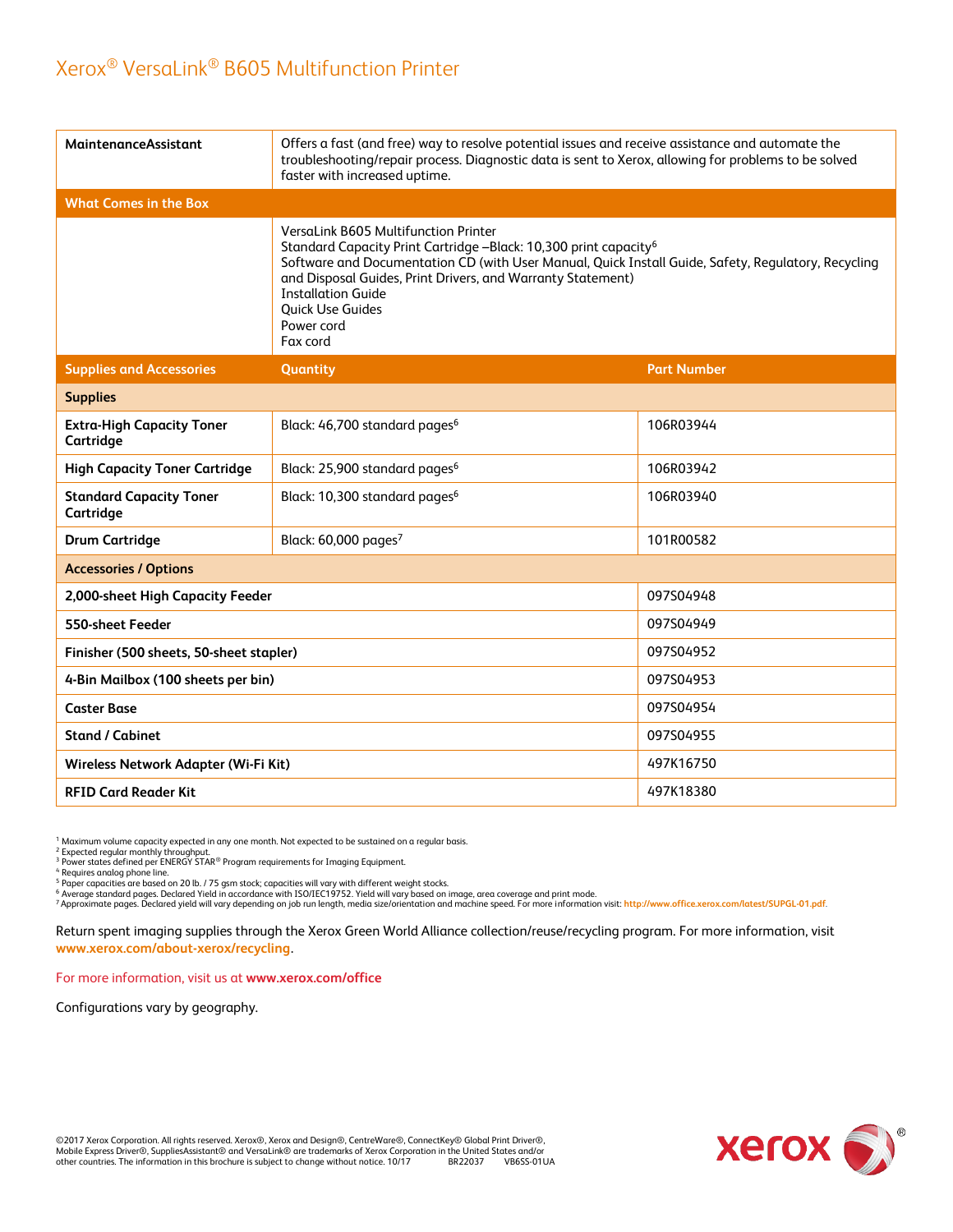| | | |
|---|---|---|
| **MaintenanceAssistant** | Offers a fast (and free) way to resolve potential issues and receive assistance and automate the troubleshooting/repair process. Diagnostic data is sent to Xerox, allowing for problems to be solved faster with increased uptime. | |
| **What Comes in the Box** | | |
| | VersaLink B605 Multifunction Printer<br>Standard Capacity Print Cartridge –Black: 10,300 print capacity[6]<br>Software and Documentation CD (with User Manual, Quick Install Guide, Safety, Regulatory, Recycling and Disposal Guides, Print Drivers, and Warranty Statement)<br>Installation Guide<br>Quick Use Guides<br>Power cord<br>Fax cord | |
| **Supplies and Accessories** | **Quantity** | **Part Number** |
| **Supplies** | | |
| **Extra-High Capacity Toner Cartridge** | Black: 46,700 standard pages[6] | 106R03944 |
| **High Capacity Toner Cartridge** | Black: 25,900 standard pages[6] | 106R03942 |
| **Standard Capacity Toner Cartridge** | Black: 10,300 standard pages[6] | 106R03940 |
| **Drum Cartridge** | Black: 60,000 pages[7] | 101R00582 |
| **Accessories / Options** | | |
| **2,000-sheet High Capacity Feeder** | | 097S04948 |
| **550-sheet Feeder** | | 097S04949 |
| **Finisher (500 sheets, 50-sheet stapler)** | | 097S04952 |
| **4-Bin Mailbox (100 sheets per bin)** | | 097S04953 |
| **Caster Base** | | 097S04954 |
| **Stand / Cabinet** | | 097S04955 |
| **Wireless Network Adapter (Wi-Fi Kit)** | | 497K16750 |
| **RFID Card Reader Kit** | | 497K18380 |

[1] Maximum volume capacity expected in any one month. Not expected to be sustained on a regular basis.
[2] Expected regular monthly throughput.
[3] Power states defined per ENERGY STAR® Program requirements for Imaging Equipment.
[4] Requires analog phone line.
[5] Paper capacities are based on 20 lb. / 75 gsm stock; capacities will vary with different weight stocks.
[6] Average standard pages. Declared Yield in accordance with ISO/IEC19752. Yield will vary based on image, area coverage and print mode.
[7] Approximate pages. Declared yield will vary depending on job run length, media size/orientation and machine speed. For more information visit: http://www.office.xerox.com/latest/SUPGL-01.pdf.

Return spent imaging supplies through the Xerox Green World Alliance collection/reuse/recycling program. For more information, visit **www.xerox.com/about-xerox/recycling**.

For more information, visit us at **www.xerox.com/office**

Configurations vary by geography.

©2017 Xerox Corporation. All rights reserved. Xerox®, Xerox and Design®, CentreWare®, ConnectKey® Global Print Driver®, Mobile Express Driver®, SuppliesAssistant® and VersaLink® are trademarks of Xerox Corporation in the United States and/or other countries. The information in this brochure is subject to change without notice. 10/17 BR22037 VB6SS-01UA